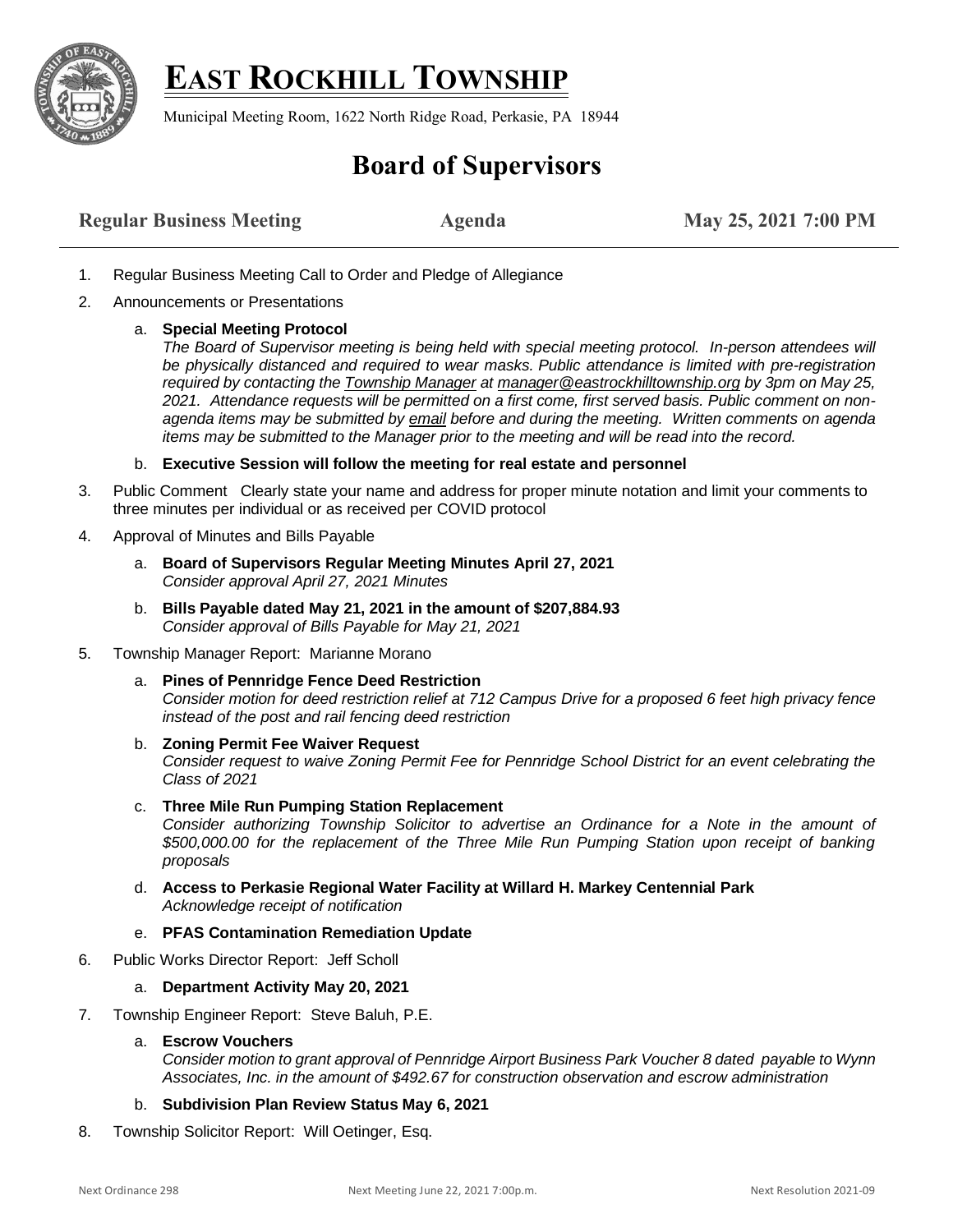# EAST ROCKHILL TOWNSHIP

Municipal Meeting Room, 1622 North Ridge Road, Perkasie, PA 18944

## Board of Supervisors

**Regular Business Meeting** **Agenda** **May 25, 2021 7:00 PM**

1. Regular Business Meeting Call to Order and Pledge of Allegiance
2. Announcements or Presentations
   a. **Special Meeting Protocol**
   *The Board of Supervisor meeting is being held with special meeting protocol. In-person attendees will be physically distanced and required to wear masks. Public attendance is limited with pre-registration required by contacting the Township Manager at manager@eastrockhilltownship.org by 3pm on May 25, 2021. Attendance requests will be permitted on a first come, first served basis. Public comment on non-agenda items may be submitted by email before and during the meeting. Written comments on agenda items may be submitted to the Manager prior to the meeting and will be read into the record.*
   b. **Executive Session will follow the meeting for real estate and personnel**
3. Public Comment Clearly state your name and address for proper minute notation and limit your comments to three minutes per individual or as received per COVID protocol
4. Approval of Minutes and Bills Payable
   a. **Board of Supervisors Regular Meeting Minutes April 27, 2021**
   *Consider approval April 27, 2021 Minutes*
   b. **Bills Payable dated May 21, 2021 in the amount of $207,884.93**
   *Consider approval of Bills Payable for May 21, 2021*
5. Township Manager Report: Marianne Morano
   a. **Pines of Pennridge Fence Deed Restriction**
   *Consider motion for deed restriction relief at 712 Campus Drive for a proposed 6 feet high privacy fence instead of the post and rail fencing deed restriction*
   b. **Zoning Permit Fee Waiver Request**
   *Consider request to waive Zoning Permit Fee for Pennridge School District for an event celebrating the Class of 2021*
   c. **Three Mile Run Pumping Station Replacement**
   *Consider authorizing Township Solicitor to advertise an Ordinance for a Note in the amount of $500,000.00 for the replacement of the Three Mile Run Pumping Station upon receipt of banking proposals*
   d. **Access to Perkasie Regional Water Facility at Willard H. Markey Centennial Park**
   *Acknowledge receipt of notification*
   e. **PFAS Contamination Remediation Update**
6. Public Works Director Report: Jeff Scholl
   a. **Department Activity May 20, 2021**
7. Township Engineer Report: Steve Baluh, P.E.
   a. **Escrow Vouchers**
   *Consider motion to grant approval of Pennridge Airport Business Park Voucher 8 dated payable to Wynn Associates, Inc. in the amount of $492.67 for construction observation and escrow administration*
   b. **Subdivision Plan Review Status May 6, 2021**
8. Township Solicitor Report: Will Oetinger, Esq.

Next Ordinance 298 | Next Meeting June 22, 2021 7:00p.m. | Next Resolution 2021-09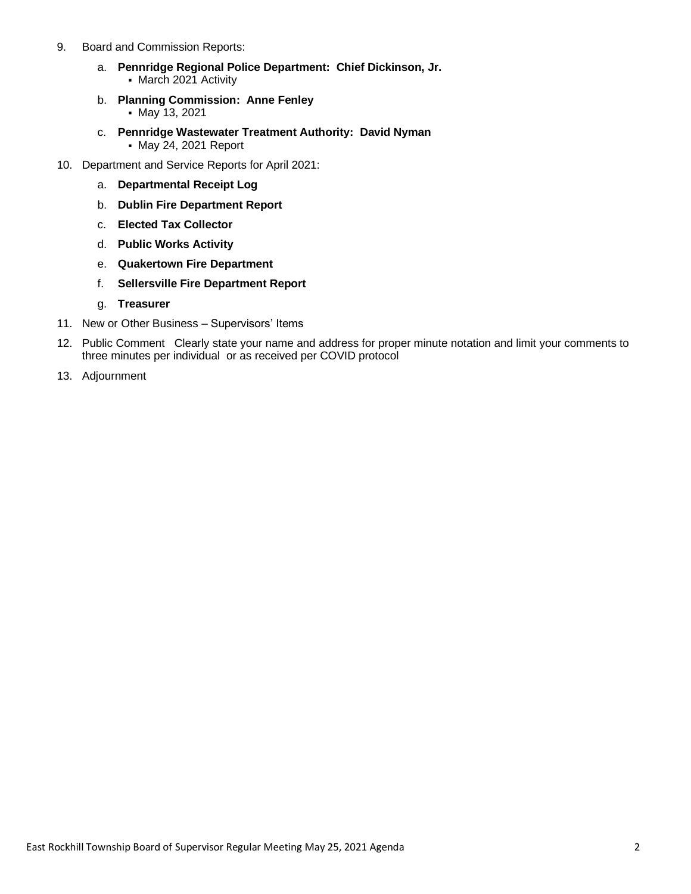9. Board and Commission Reports:

   a. **Pennridge Regional Police Department: Chief Dickinson, Jr.**
      - March 2021 Activity

   b. **Planning Commission: Anne Fenley**
      - May 13, 2021

   c. **Pennridge Wastewater Treatment Authority: David Nyman**
      - May 24, 2021 Report

10. Department and Service Reports for April 2021:

    a. **Departmental Receipt Log**

    b. **Dublin Fire Department Report**

    c. **Elected Tax Collector**

    d. **Public Works Activity**

    e. **Quakertown Fire Department**

    f. **Sellersville Fire Department Report**

    g. **Treasurer**

11. New or Other Business – Supervisors' Items

12. Public Comment Clearly state your name and address for proper minute notation and limit your comments to three minutes per individual or as received per COVID protocol

13. Adjournment